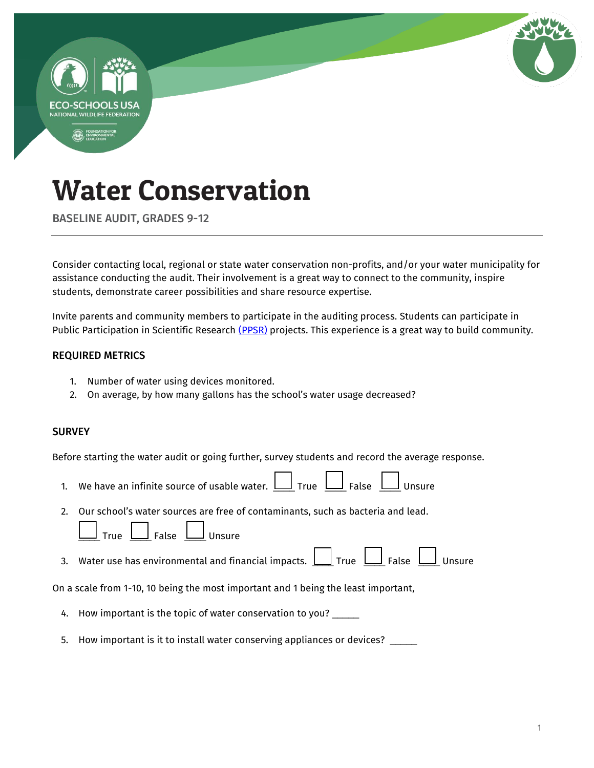# Water Conservation

BASELINE AUDIT, GRADES 9-12

---

Consider contacting local, regional or state water conservation non-profits, and/or your water municipality for assistance conducting the audit. Their involvement is a great way to connect to the community, inspire students, demonstrate career possibilities and share resource expertise.

Invite parents and community members to participate in the auditing process. Students can participate in Public Participation in Scientific Research (PPSR) projects. This experience is a great way to build community.

### REQUIRED METRICS

1. Number of water using devices monitored.
2. On average, by how many gallons has the school's water usage decreased?

### SURVEY

Before starting the water audit or going further, survey students and record the average response.

1. We have an infinite source of usable water. ☐ True ☐ False ☐ Unsure
2. Our school's water sources are free of contaminants, such as bacteria and lead.
   ☐ True ☐ False ☐ Unsure
3. Water use has environmental and financial impacts. ☐ True ☐ False ☐ Unsure

On a scale from 1-10, 10 being the most important and 1 being the least important,

4. How important is the topic of water conservation to you? _____
5. How important is it to install water conserving appliances or devices? _____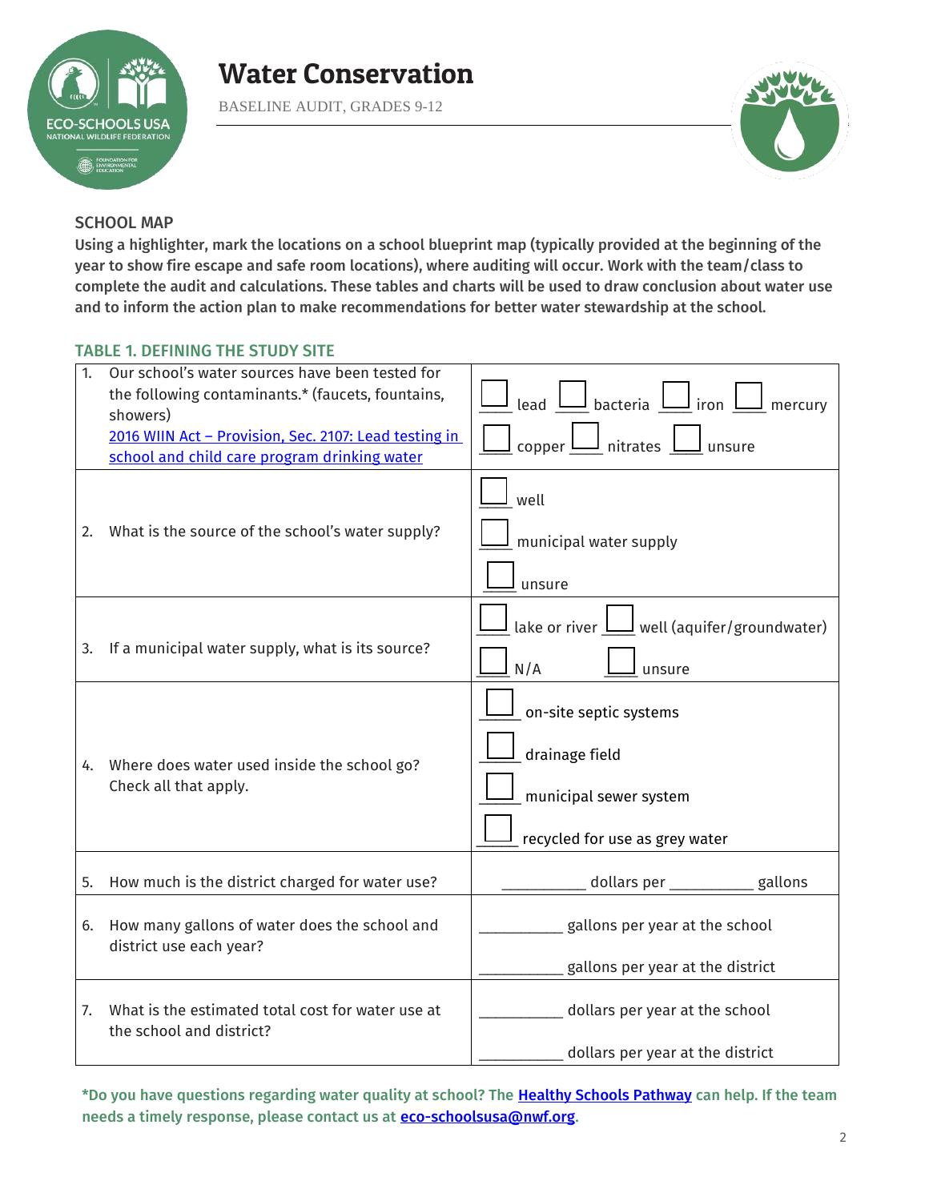# Water Conservation

BASELINE AUDIT, GRADES 9-12

## SCHOOL MAP

**Using a highlighter, mark the locations on a school blueprint map (typically provided at the beginning of the year to show fire escape and safe room locations), where auditing will occur. Work with the team/class to complete the audit and calculations. These tables and charts will be used to draw conclusion about water use and to inform the action plan to make recommendations for better water stewardship at the school.**

### TABLE 1. DEFINING THE STUDY SITE

| Question | Response |
|---|---|
| 1. Our school's water sources have been tested for the following contaminants.* (faucets, fountains, showers) [2016 WIIN Act – Provision, Sec. 2107: Lead testing in school and child care program drinking water](#) | ☐ lead ☐ bacteria ☐ iron ☐ mercury ☐ copper ☐ nitrates ☐ unsure |
| 2. What is the source of the school's water supply? | ☐ well<br>☐ municipal water supply<br>☐ unsure |
| 3. If a municipal water supply, what is its source? | ☐ lake or river ☐ well (aquifer/groundwater)<br>☐ N/A ☐ unsure |
| 4. Where does water used inside the school go? Check all that apply. | ☐ on-site septic systems<br>☐ drainage field<br>☐ municipal sewer system<br>☐ recycled for use as grey water |
| 5. How much is the district charged for water use? | __________ dollars per __________ gallons |
| 6. How many gallons of water does the school and district use each year? | __________ gallons per year at the school<br>__________ gallons per year at the district |
| 7. What is the estimated total cost for water use at the school and district? | __________ dollars per year at the school<br>__________ dollars per year at the district |

**\*Do you have questions regarding water quality at school? The [Healthy Schools Pathway](#) can help. If the team needs a timely response, please contact us at [eco-schoolsusa@nwf.org](mailto:eco-schoolsusa@nwf.org).**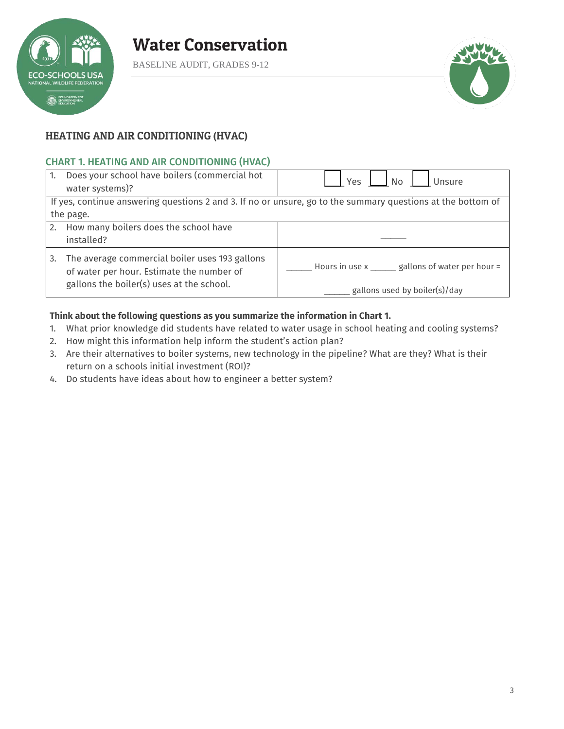# Water Conservation

BASELINE AUDIT, GRADES 9-12

## HEATING AND AIR CONDITIONING (HVAC)

### CHART 1. HEATING AND AIR CONDITIONING (HVAC)

| | |
|---|---|
| 1. Does your school have boilers (commercial hot water systems)? | ☐ Yes ☐ No ☐ Unsure |
| If yes, continue answering questions 2 and 3. If no or unsure, go to the summary questions at the bottom of the page. | |
| 2. How many boilers does the school have installed? | ______ |
| 3. The average commercial boiler uses 193 gallons of water per hour. Estimate the number of gallons the boiler(s) uses at the school. | ______ Hours in use x ______ gallons of water per hour = ______ gallons used by boiler(s)/day |

**Think about the following questions as you summarize the information in Chart 1.**

1. What prior knowledge did students have related to water usage in school heating and cooling systems?
2. How might this information help inform the student's action plan?
3. Are their alternatives to boiler systems, new technology in the pipeline? What are they? What is their return on a schools initial investment (ROI)?
4. Do students have ideas about how to engineer a better system?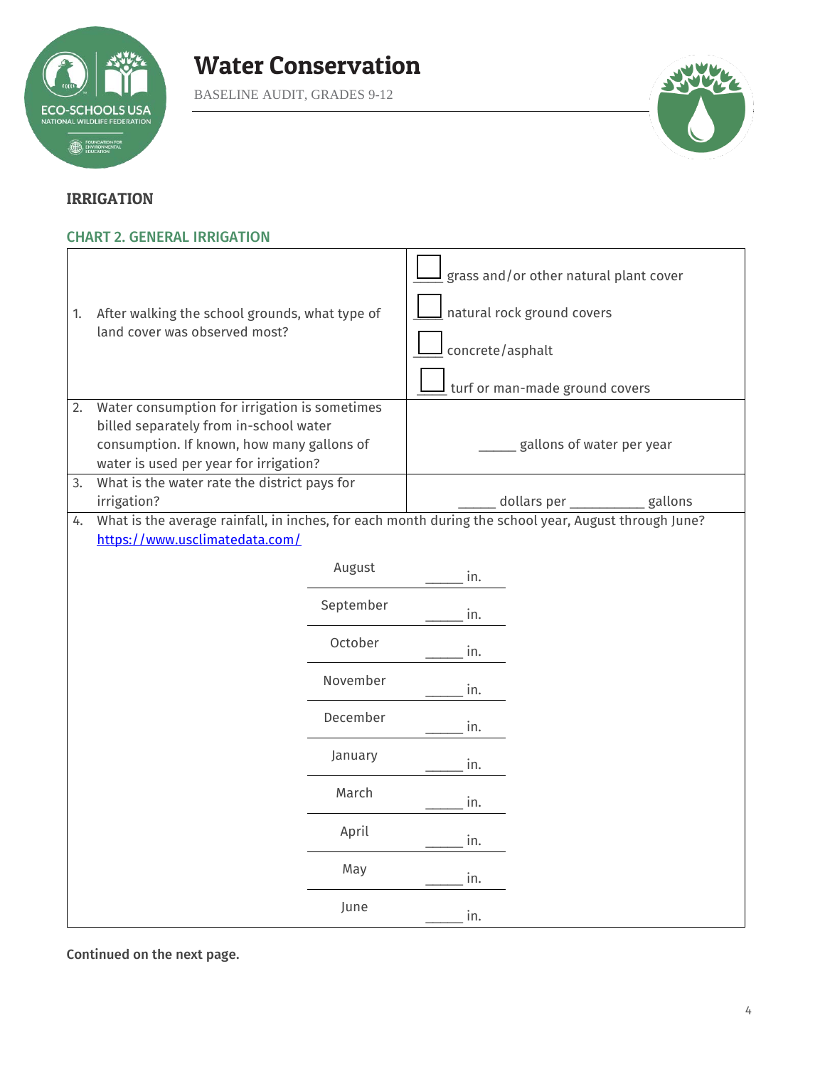# Water Conservation

BASELINE AUDIT, GRADES 9-12

## IRRIGATION

### CHART 2. GENERAL IRRIGATION

| | |
|---|---|
| 1. After walking the school grounds, what type of land cover was observed most? | ☐ grass and/or other natural plant cover<br>☐ natural rock ground covers<br>☐ concrete/asphalt<br>☐ turf or man-made ground covers |
| 2. Water consumption for irrigation is sometimes billed separately from in-school water consumption. If known, how many gallons of water is used per year for irrigation? | _____ gallons of water per year |
| 3. What is the water rate the district pays for irrigation? | _____ dollars per __________ gallons |

4. What is the average rainfall, in inches, for each month during the school year, August through June? https://www.usclimatedata.com/

| Month | Rainfall |
|---|---|
| August | _____ in. |
| September | _____ in. |
| October | _____ in. |
| November | _____ in. |
| December | _____ in. |
| January | _____ in. |
| March | _____ in. |
| April | _____ in. |
| May | _____ in. |
| June | _____ in. |

**Continued on the next page.**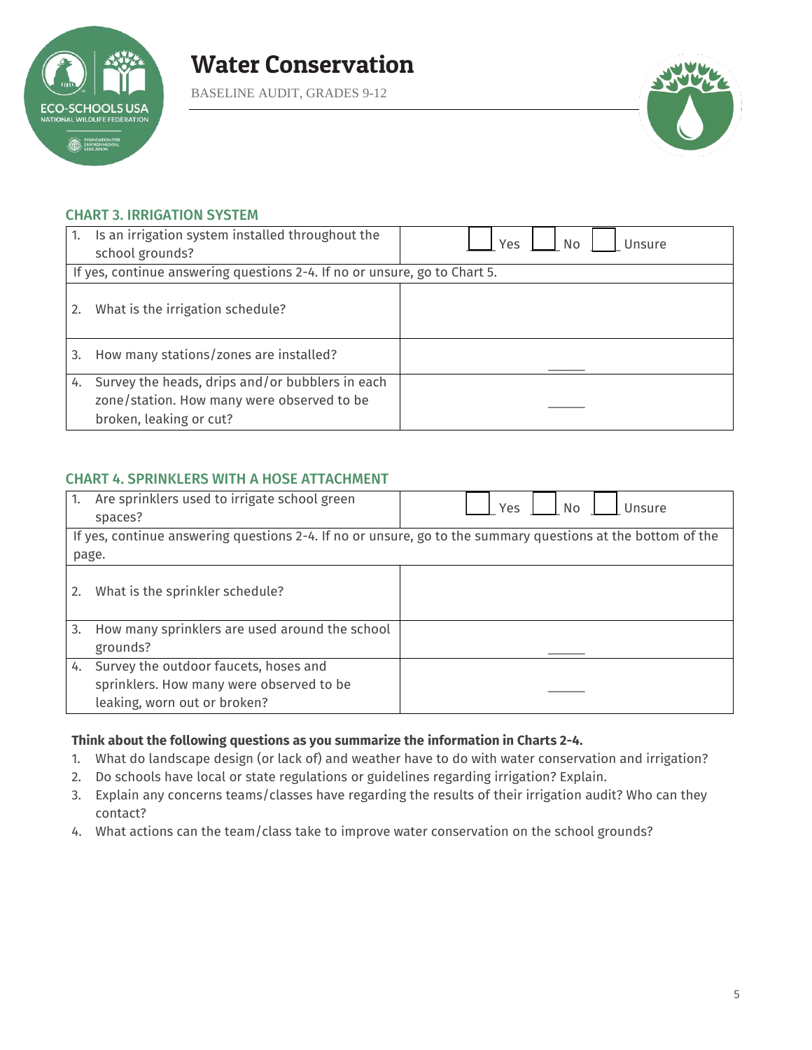# Water Conservation

BASELINE AUDIT, GRADES 9-12

### CHART 3. IRRIGATION SYSTEM

| | |
|---|---|
| 1. Is an irrigation system installed throughout the school grounds? | ☐ Yes ☐ No ☐ Unsure |
| If yes, continue answering questions 2-4. If no or unsure, go to Chart 5. | |
| 2. What is the irrigation schedule? | |
| 3. How many stations/zones are installed? | _____ |
| 4. Survey the heads, drips and/or bubblers in each zone/station. How many were observed to be broken, leaking or cut? | _____ |

### CHART 4. SPRINKLERS WITH A HOSE ATTACHMENT

| | |
|---|---|
| 1. Are sprinklers used to irrigate school green spaces? | ☐ Yes ☐ No ☐ Unsure |
| If yes, continue answering questions 2-4. If no or unsure, go to the summary questions at the bottom of the page. | |
| 2. What is the sprinkler schedule? | |
| 3. How many sprinklers are used around the school grounds? | _____ |
| 4. Survey the outdoor faucets, hoses and sprinklers. How many were observed to be leaking, worn out or broken? | _____ |

**Think about the following questions as you summarize the information in Charts 2-4.**

1. What do landscape design (or lack of) and weather have to do with water conservation and irrigation?
2. Do schools have local or state regulations or guidelines regarding irrigation? Explain.
3. Explain any concerns teams/classes have regarding the results of their irrigation audit? Who can they contact?
4. What actions can the team/class take to improve water conservation on the school grounds?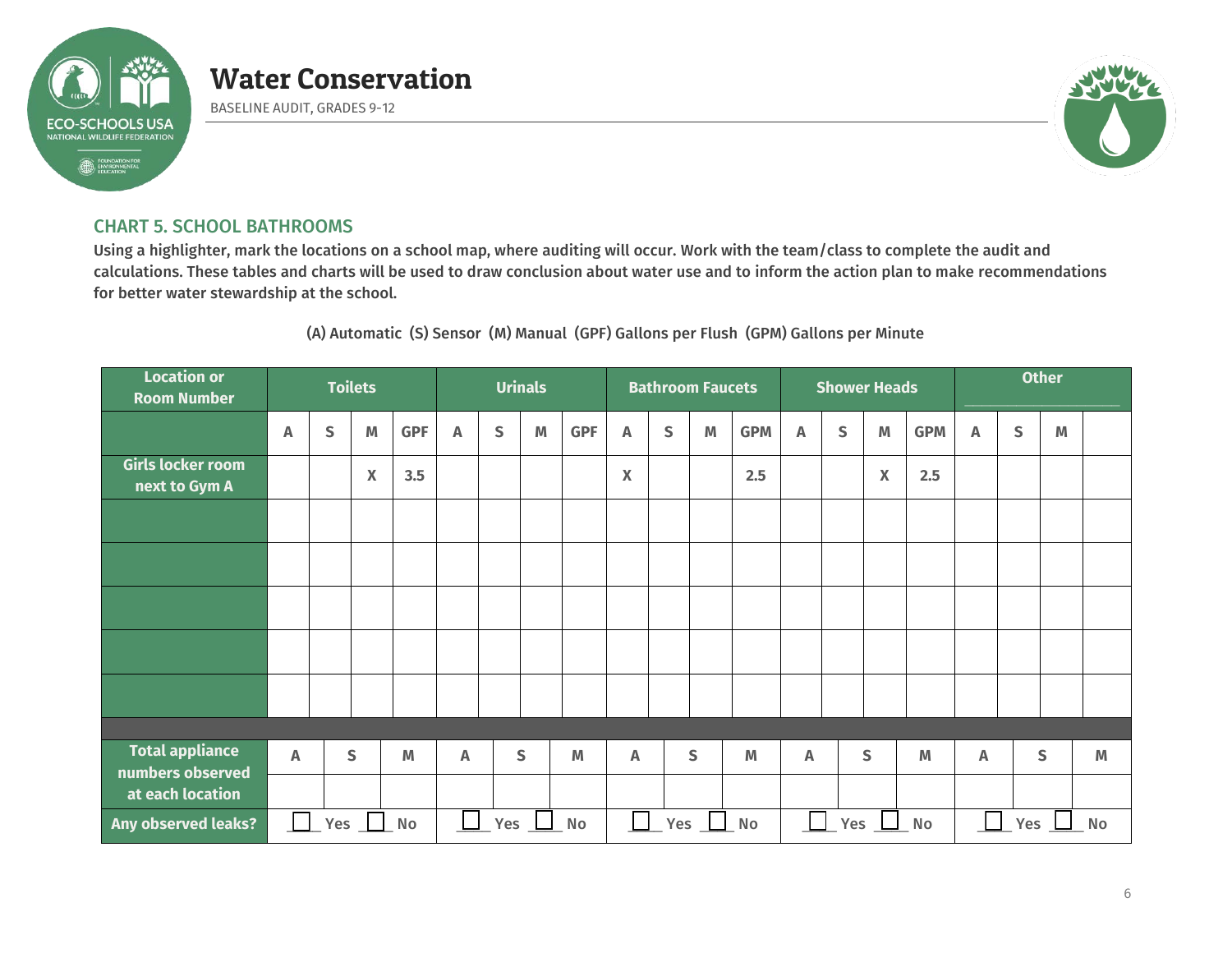# Water Conservation

BASELINE AUDIT, GRADES 9-12

## CHART 5. SCHOOL BATHROOMS

**Using a highlighter, mark the locations on a school map, where auditing will occur. Work with the team/class to complete the audit and calculations. These tables and charts will be used to draw conclusion about water use and to inform the action plan to make recommendations for better water stewardship at the school.**

(A) Automatic (S) Sensor (M) Manual (GPF) Gallons per Flush (GPM) Gallons per Minute

| Location or Room Number | Toilets | | | | Urinals | | | | Bathroom Faucets | | | | Shower Heads | | | | Other | | | |
|---|---|---|---|---|---|---|---|---|---|---|---|---|---|---|---|---|---|---|---|---|
| | A | S | M | GPF | A | S | M | GPF | A | S | M | GPM | A | S | M | GPM | A | S | M | |
| Girls locker room next to Gym A | | | X | 3.5 | | | | | X | | | 2.5 | | | X | 2.5 | | | | |
| | | | | | | | | | | | | | | | | | | | | |
| | | | | | | | | | | | | | | | | | | | | |
| | | | | | | | | | | | | | | | | | | | | |
| | | | | | | | | | | | | | | | | | | | | |
| | | | | | | | | | | | | | | | | | | | | |

| Total appliance numbers observed at each location | Toilets | | | Urinals | | | Bathroom Faucets | | | Shower Heads | | | Other | | |
|---|---|---|---|---|---|---|---|---|---|---|---|---|---|---|---|
| | A | S | M | A | S | M | A | S | M | A | S | M | A | S | M |
| | | | | | | | | | | | | | | | |
| Any observed leaks? | ☐ Yes ☐ No | | | ☐ Yes ☐ No | | | ☐ Yes ☐ No | | | ☐ Yes ☐ No | | | ☐ Yes ☐ No | | |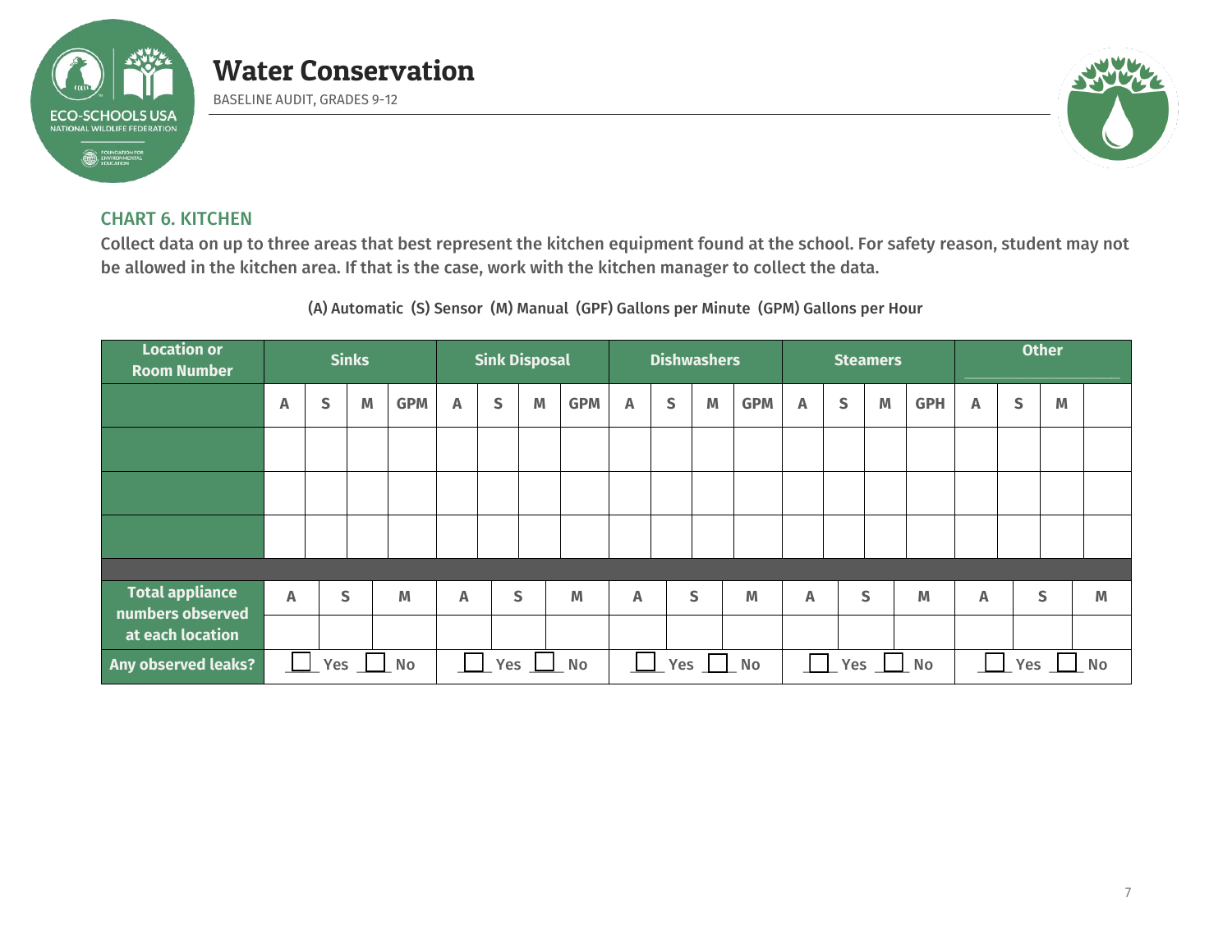# Water Conservation

BASELINE AUDIT, GRADES 9-12

## CHART 6. KITCHEN

**Collect data on up to three areas that best represent the kitchen equipment found at the school. For safety reason, student may not be allowed in the kitchen area. If that is the case, work with the kitchen manager to collect the data.**

(A) Automatic (S) Sensor (M) Manual (GPF) Gallons per Minute (GPM) Gallons per Hour

| Location or Room Number | Sinks | | | | Sink Disposal | | | | Dishwashers | | | | Steamers | | | | Other ______ | | | |
|---|---|---|---|---|---|---|---|---|---|---|---|---|---|---|---|---|---|---|---|---|
| | A | S | M | GPM | A | S | M | GPM | A | S | M | GPM | A | S | M | GPH | A | S | M | |
| | | | | | | | | | | | | | | | | | | | | |
| | | | | | | | | | | | | | | | | | | | | |
| | | | | | | | | | | | | | | | | | | | | |

| Total appliance numbers observed at each location | Sinks | | | Sink Disposal | | | Dishwashers | | | Steamers | | | Other | | |
|---|---|---|---|---|---|---|---|---|---|---|---|---|---|---|---|
| | A | S | M | A | S | M | A | S | M | A | S | M | A | S | M |
| | | | | | | | | | | | | | | | |
| Any observed leaks? | ☐ Yes ☐ No | | | ☐ Yes ☐ No | | | ☐ Yes ☐ No | | | ☐ Yes ☐ No | | | ☐ Yes ☐ No | | |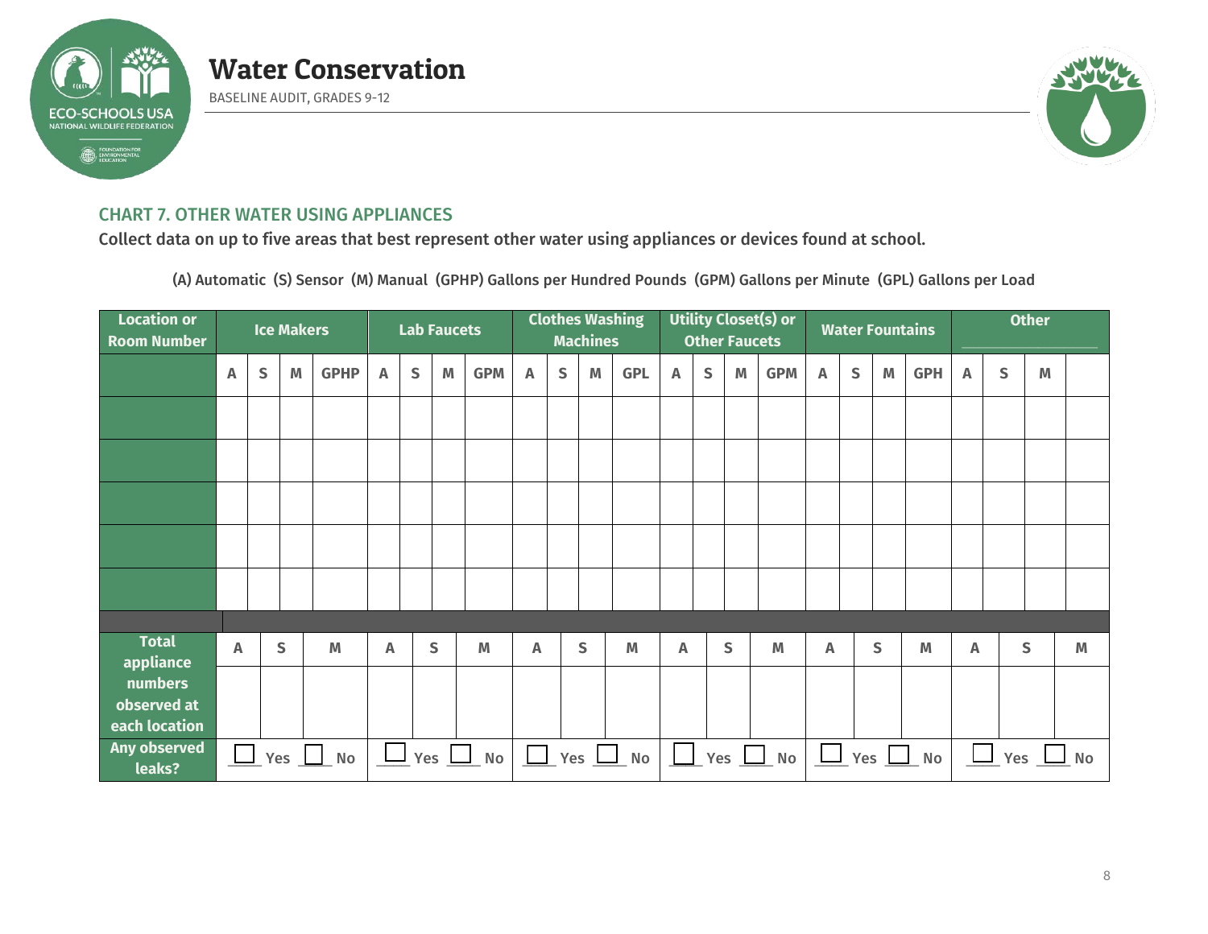## CHART 7. OTHER WATER USING APPLIANCES

Collect data on up to five areas that best represent other water using appliances or devices found at school.

(A) Automatic (S) Sensor (M) Manual (GPHP) Gallons per Hundred Pounds (GPM) Gallons per Minute (GPL) Gallons per Load

| Location or Room Number | Ice Makers | | | | Lab Faucets | | | | Clothes Washing Machines | | | | Utility Closet(s) or Other Faucets | | | | Water Fountains | | | | Other | | | |
|---|---|---|---|---|---|---|---|---|---|---|---|---|---|---|---|---|---|---|---|---|---|---|---|---|
| | A | S | M | GPHP | A | S | M | GPM | A | S | M | GPL | A | S | M | GPM | A | S | M | GPH | A | S | M | |
| | | | | | | | | | | | | | | | | | | | | | | | | |
| | | | | | | | | | | | | | | | | | | | | | | | | |
| | | | | | | | | | | | | | | | | | | | | | | | | |
| | | | | | | | | | | | | | | | | | | | | | | | | |
| | | | | | | | | | | | | | | | | | | | | | | | | |

| Total appliance numbers observed at each location | Ice Makers | | | Lab Faucets | | | Clothes Washing Machines | | | Utility Closet(s) or Other Faucets | | | Water Fountains | | | Other | | |
|---|---|---|---|---|---|---|---|---|---|---|---|---|---|---|---|---|---|---|
| | A | S | M | A | S | M | A | S | M | A | S | M | A | S | M | A | S | M |
| | | | | | | | | | | | | | | | | | | |
| Any observed leaks? | ☐ Yes ☐ No | | | ☐ Yes ☐ No | | | ☐ Yes ☐ No | | | ☐ Yes ☐ No | | | ☐ Yes ☐ No | | | ☐ Yes ☐ No | | |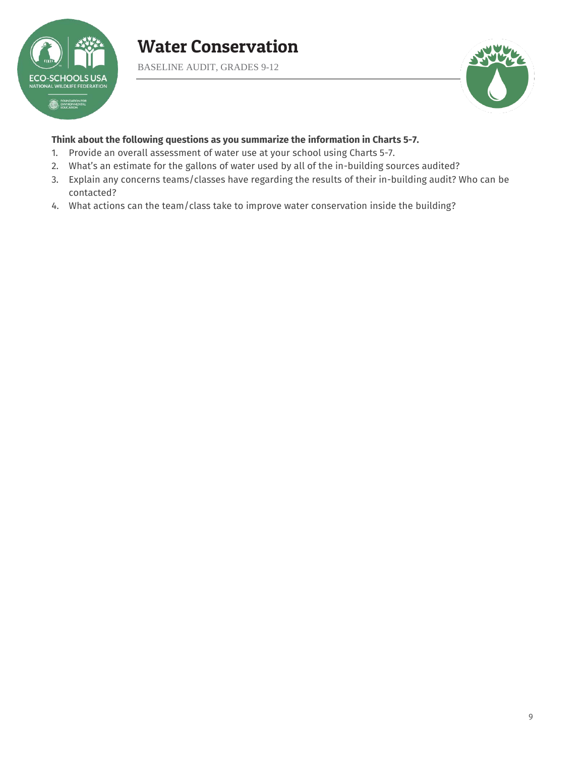**Think about the following questions as you summarize the information in Charts 5-7.**

1. Provide an overall assessment of water use at your school using Charts 5-7.
2. What's an estimate for the gallons of water used by all of the in-building sources audited?
3. Explain any concerns teams/classes have regarding the results of their in-building audit? Who can be contacted?
4. What actions can the team/class take to improve water conservation inside the building?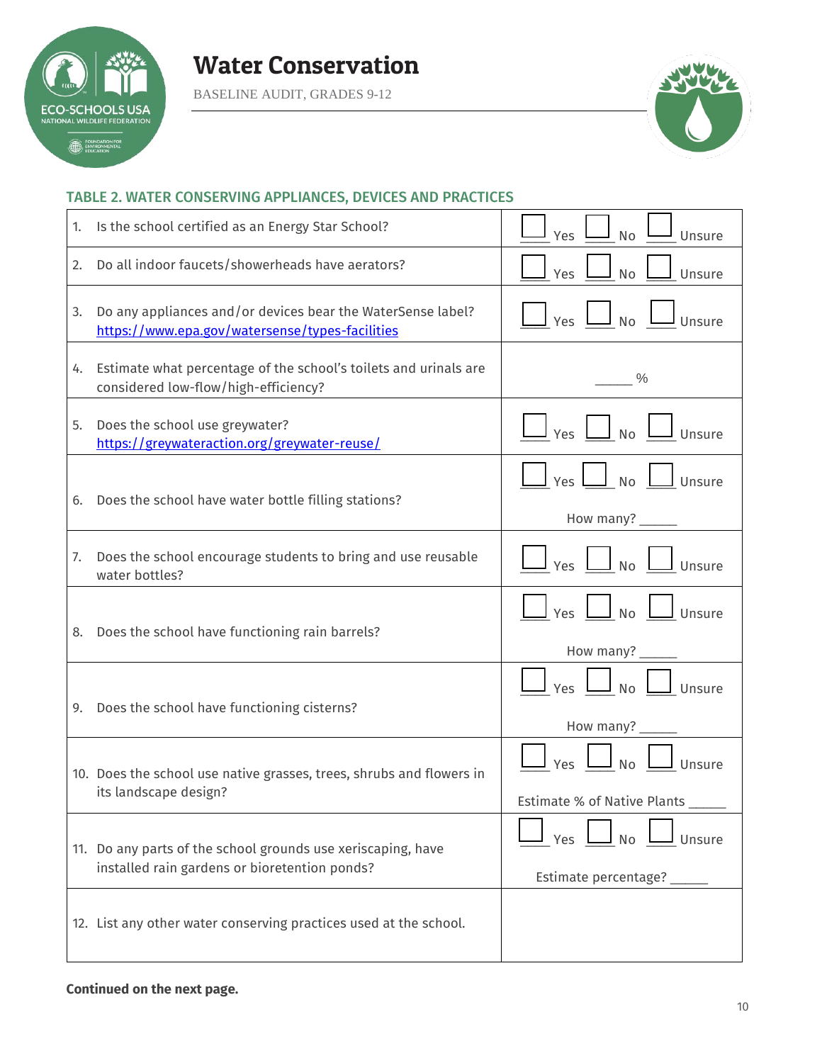# Water Conservation

BASELINE AUDIT, GRADES 9-12

### TABLE 2. WATER CONSERVING APPLIANCES, DEVICES AND PRACTICES

| | |
|---|---|
| 1. Is the school certified as an Energy Star School? | ☐ Yes ☐ No ☐ Unsure |
| 2. Do all indoor faucets/showerheads have aerators? | ☐ Yes ☐ No ☐ Unsure |
| 3. Do any appliances and/or devices bear the WaterSense label? https://www.epa.gov/watersense/types-facilities | ☐ Yes ☐ No ☐ Unsure |
| 4. Estimate what percentage of the school's toilets and urinals are considered low-flow/high-efficiency? | _____ % |
| 5. Does the school use greywater? https://greywateraction.org/greywater-reuse/ | ☐ Yes ☐ No ☐ Unsure |
| 6. Does the school have water bottle filling stations? | ☐ Yes ☐ No ☐ Unsure<br>How many? _____ |
| 7. Does the school encourage students to bring and use reusable water bottles? | ☐ Yes ☐ No ☐ Unsure |
| 8. Does the school have functioning rain barrels? | ☐ Yes ☐ No ☐ Unsure<br>How many? _____ |
| 9. Does the school have functioning cisterns? | ☐ Yes ☐ No ☐ Unsure<br>How many? _____ |
| 10. Does the school use native grasses, trees, shrubs and flowers in its landscape design? | ☐ Yes ☐ No ☐ Unsure<br>Estimate % of Native Plants _____ |
| 11. Do any parts of the school grounds use xeriscaping, have installed rain gardens or bioretention ponds? | ☐ Yes ☐ No ☐ Unsure<br>Estimate percentage? _____ |
| 12. List any other water conserving practices used at the school. | |

**Continued on the next page.**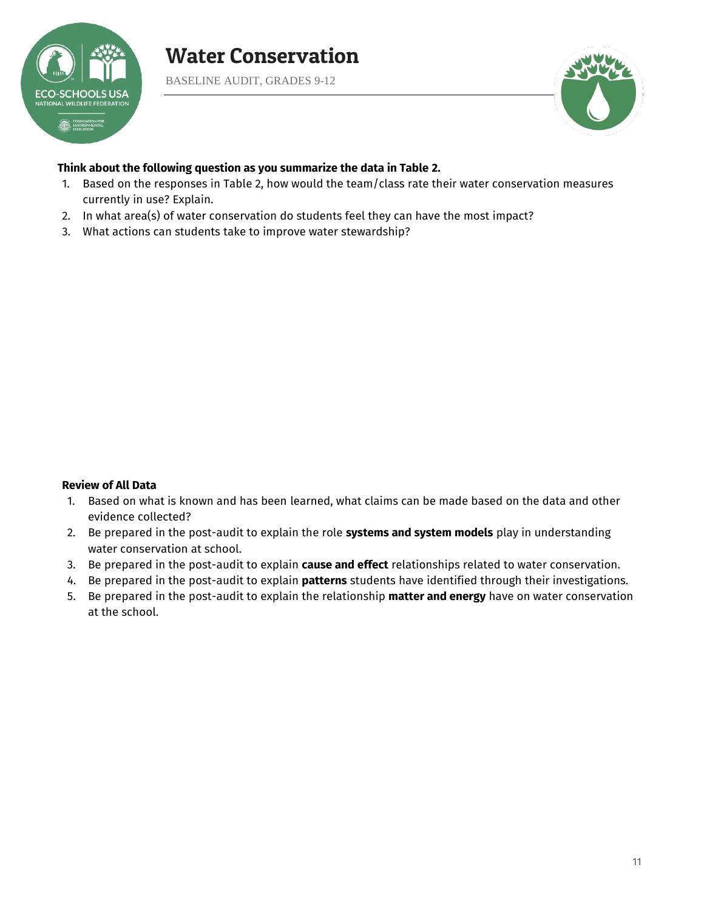**Think about the following question as you summarize the data in Table 2.**

1. Based on the responses in Table 2, how would the team/class rate their water conservation measures currently in use? Explain.
2. In what area(s) of water conservation do students feel they can have the most impact?
3. What actions can students take to improve water stewardship?

**Review of All Data**

1. Based on what is known and has been learned, what claims can be made based on the data and other evidence collected?
2. Be prepared in the post-audit to explain the role **systems and system models** play in understanding water conservation at school.
3. Be prepared in the post-audit to explain **cause and effect** relationships related to water conservation.
4. Be prepared in the post-audit to explain **patterns** students have identified through their investigations.
5. Be prepared in the post-audit to explain the relationship **matter and energy** have on water conservation at the school.